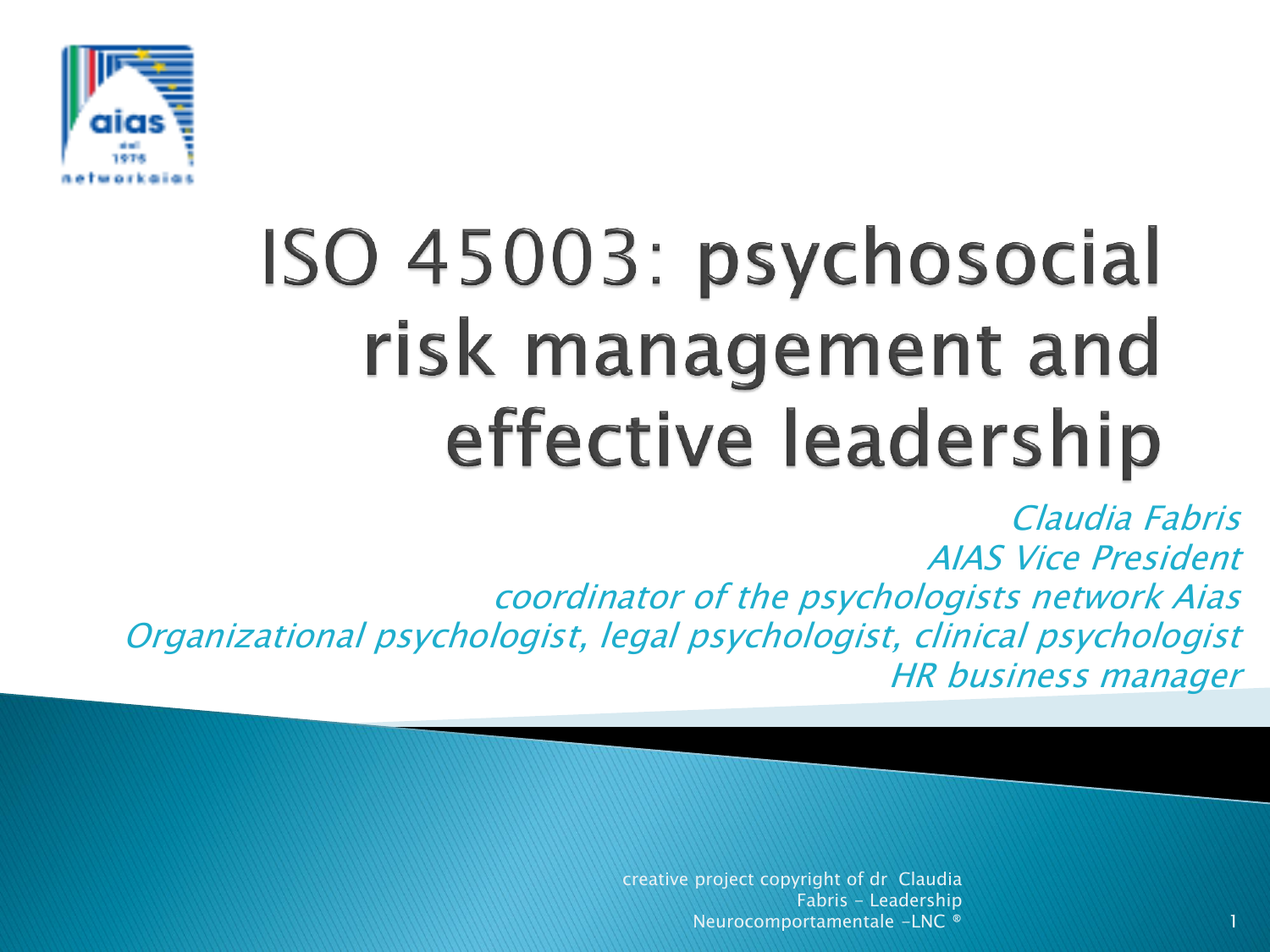# ISO 45003: psychosocial risk management and effective leadership

*Claudia Fabris*
*AIAS Vice President*
*coordinator of the psychologists network Aias*
*Organizational psychologist, legal psychologist, clinical psychologist*
*HR business manager*

creative project copyright of dr Claudia Fabris - Leadership Neurocomportamentale -LNC ®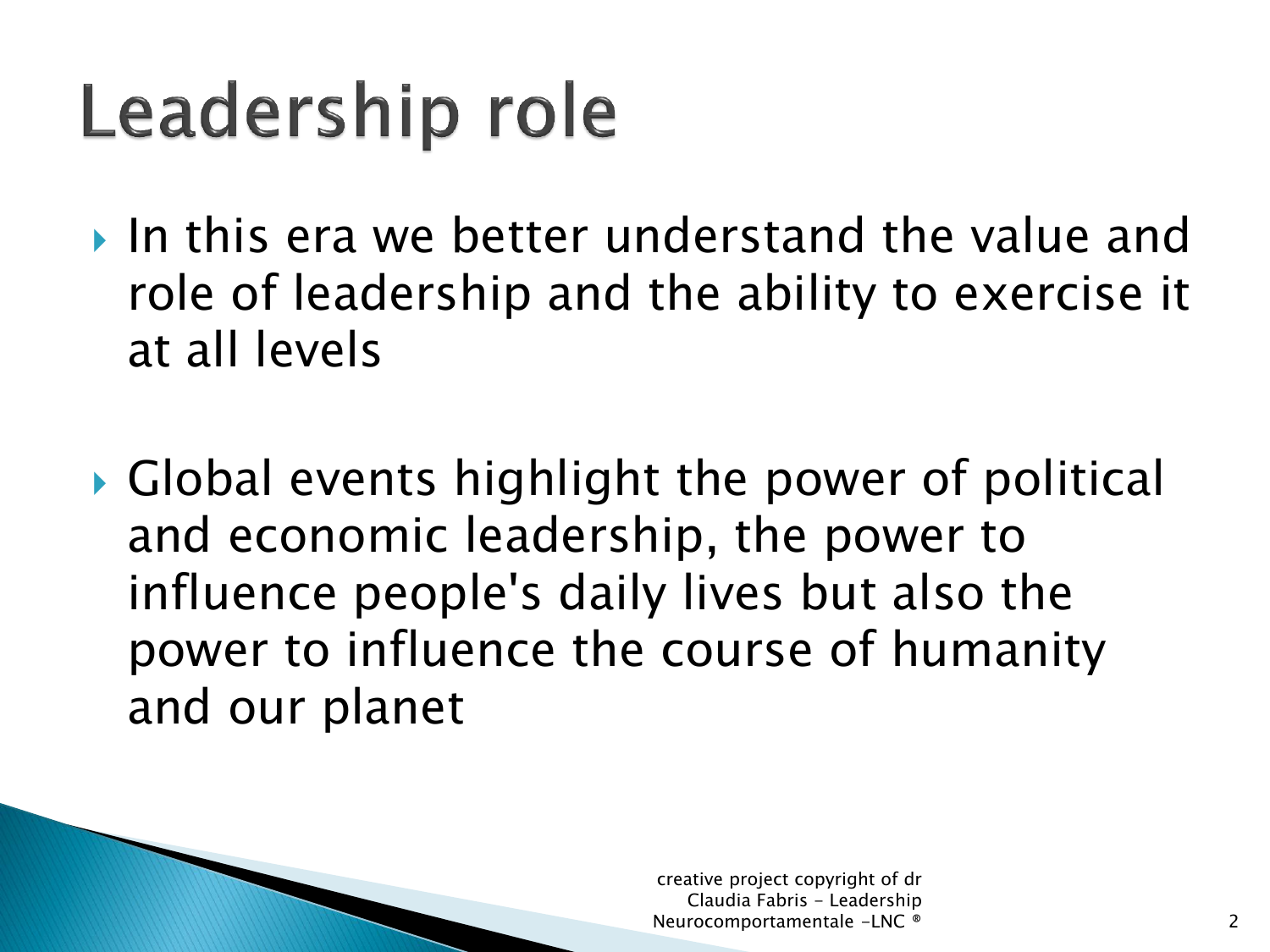# Leadership role

- In this era we better understand the value and role of leadership and the ability to exercise it at all levels

- Global events highlight the power of political and economic leadership, the power to influence people's daily lives but also the power to influence the course of humanity and our planet

creative project copyright of dr Claudia Fabris - Leadership Neurocomportamentale -LNC ®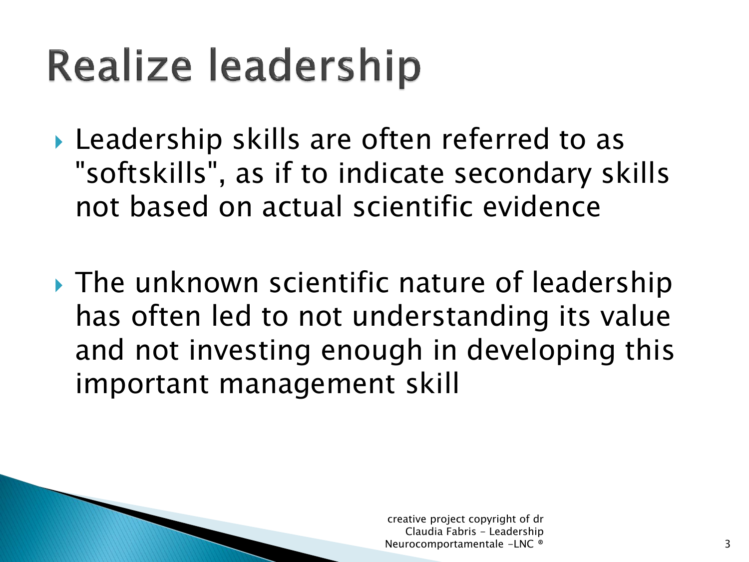# Realize leadership

- Leadership skills are often referred to as "softskills", as if to indicate secondary skills not based on actual scientific evidence

- The unknown scientific nature of leadership has often led to not understanding its value and not investing enough in developing this important management skill

creative project copyright of dr Claudia Fabris - Leadership Neurocomportamentale -LNC ®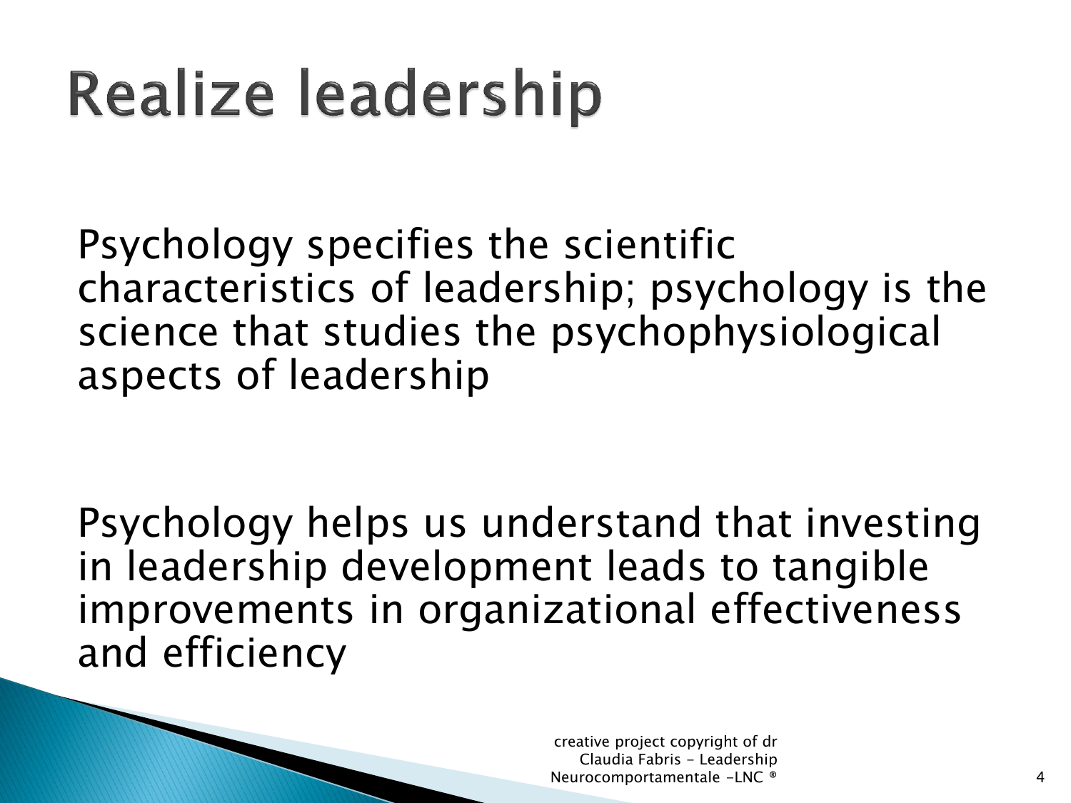# Realize leadership

Psychology specifies the scientific characteristics of leadership; psychology is the science that studies the psychophysiological aspects of leadership

Psychology helps us understand that investing in leadership development leads to tangible improvements in organizational effectiveness and efficiency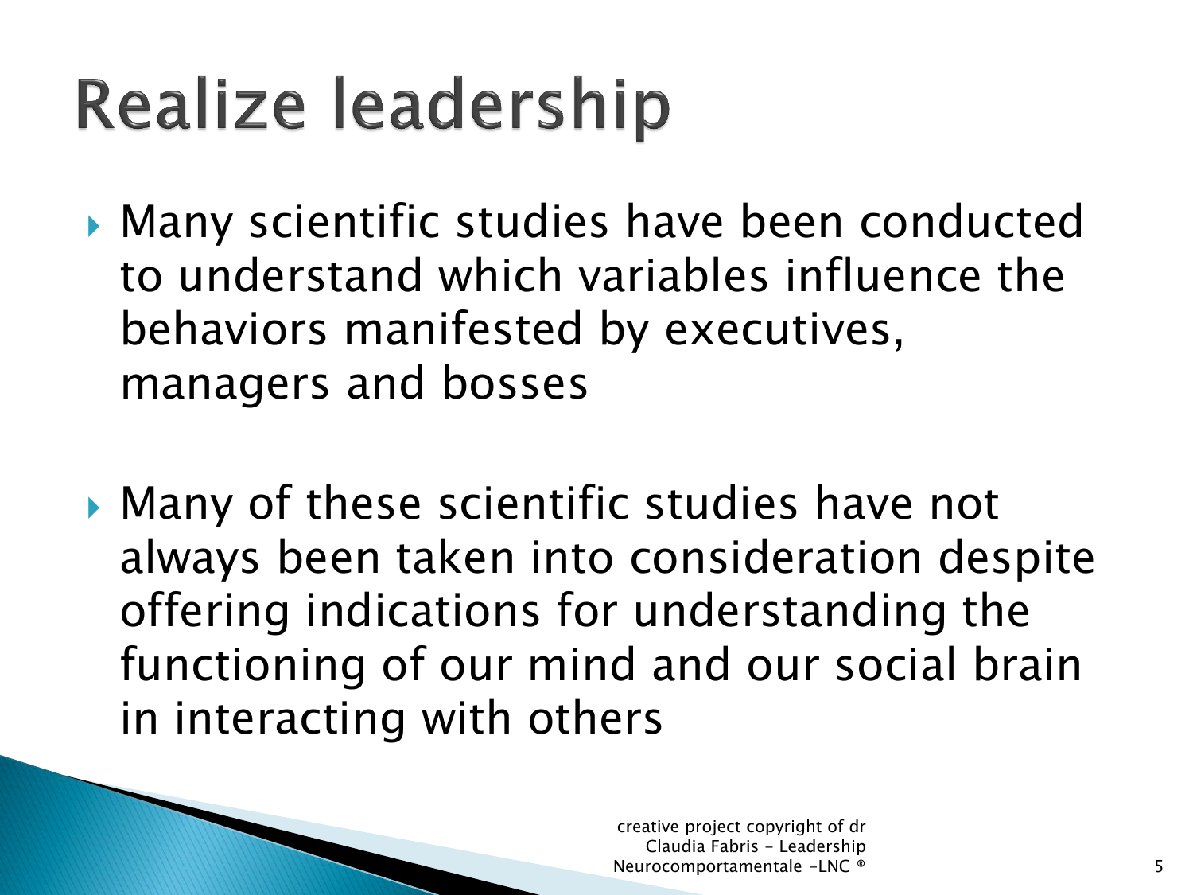# Realize leadership

- Many scientific studies have been conducted to understand which variables influence the behaviors manifested by executives, managers and bosses

- Many of these scientific studies have not always been taken into consideration despite offering indications for understanding the functioning of our mind and our social brain in interacting with others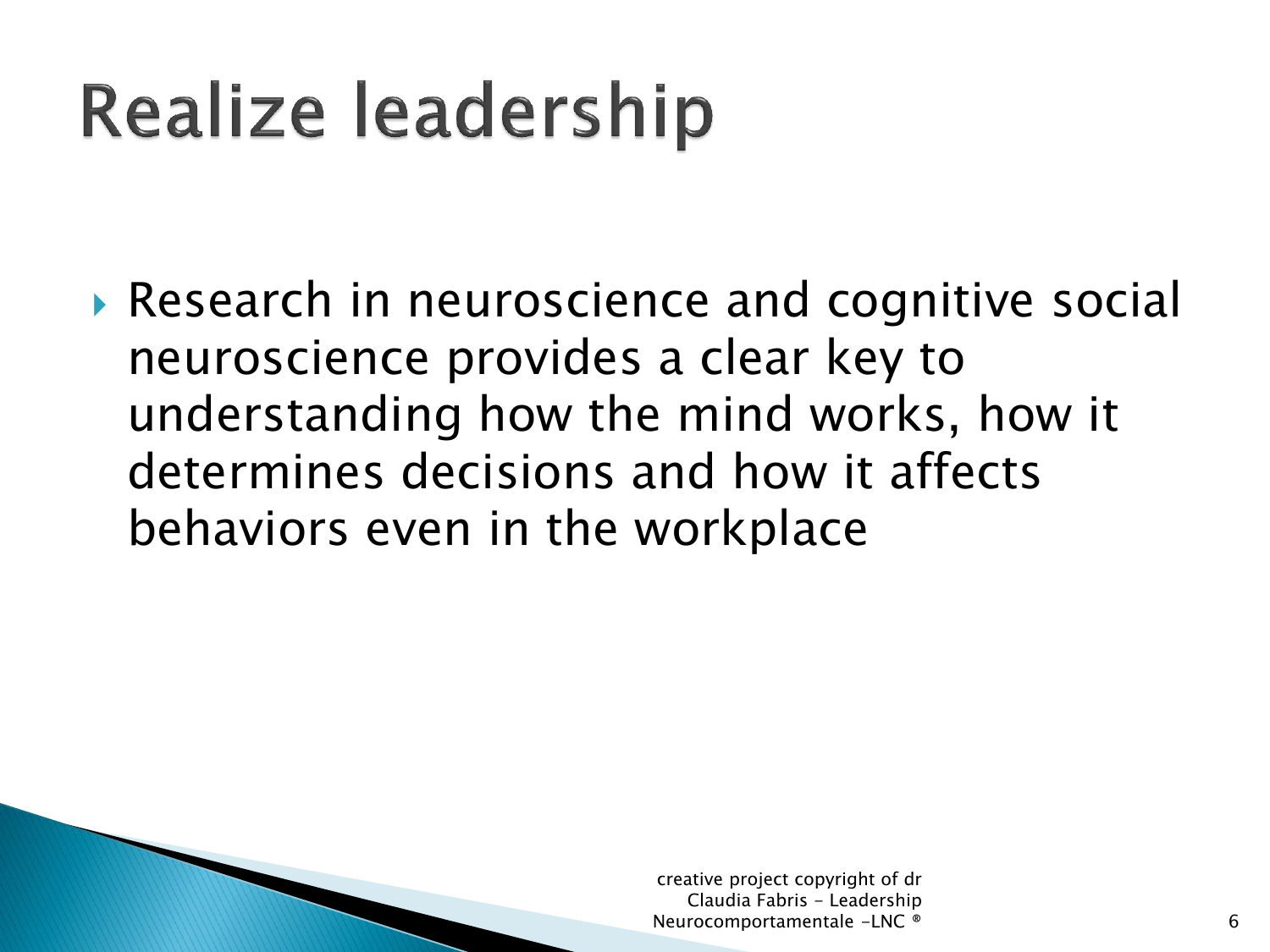# Realize leadership

- Research in neuroscience and cognitive social neuroscience provides a clear key to understanding how the mind works, how it determines decisions and how it affects behaviors even in the workplace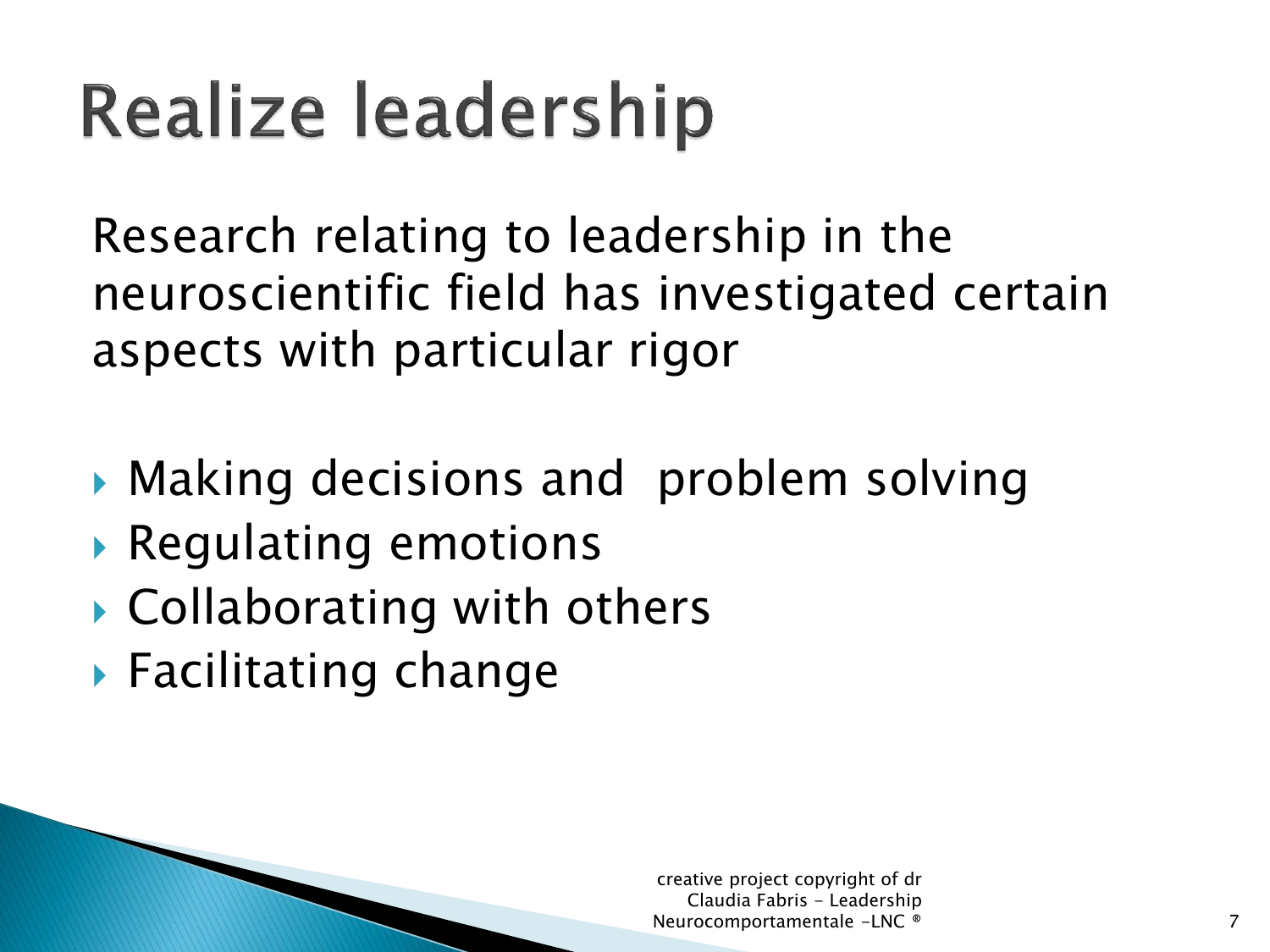# Realize leadership

Research relating to leadership in the neuroscientific field has investigated certain aspects with particular rigor

- Making decisions and problem solving
- Regulating emotions
- Collaborating with others
- Facilitating change

creative project copyright of dr Claudia Fabris - Leadership Neurocomportamentale -LNC ®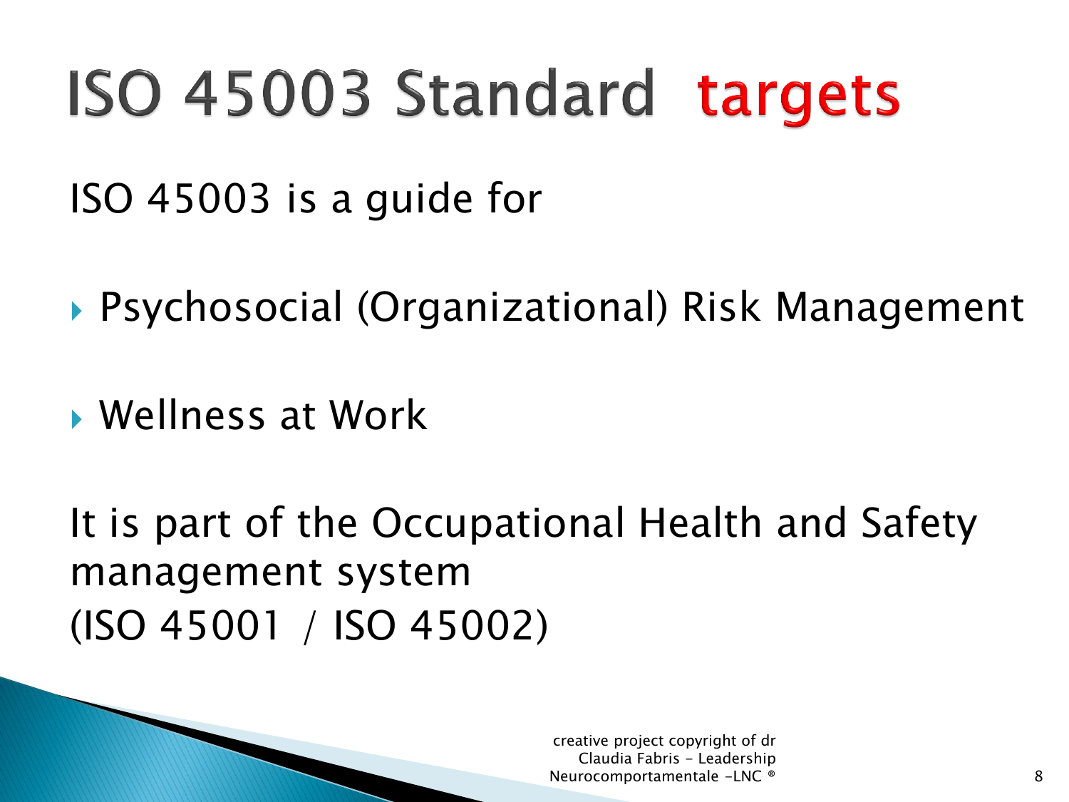# ISO 45003 Standard targets

ISO 45003 is a guide for

- Psychosocial (Organizational) Risk Management
- Wellness at Work

It is part of the Occupational Health and Safety management system (ISO 45001 / ISO 45002)

creative project copyright of dr Claudia Fabris - Leadership Neurocomportamentale -LNC ®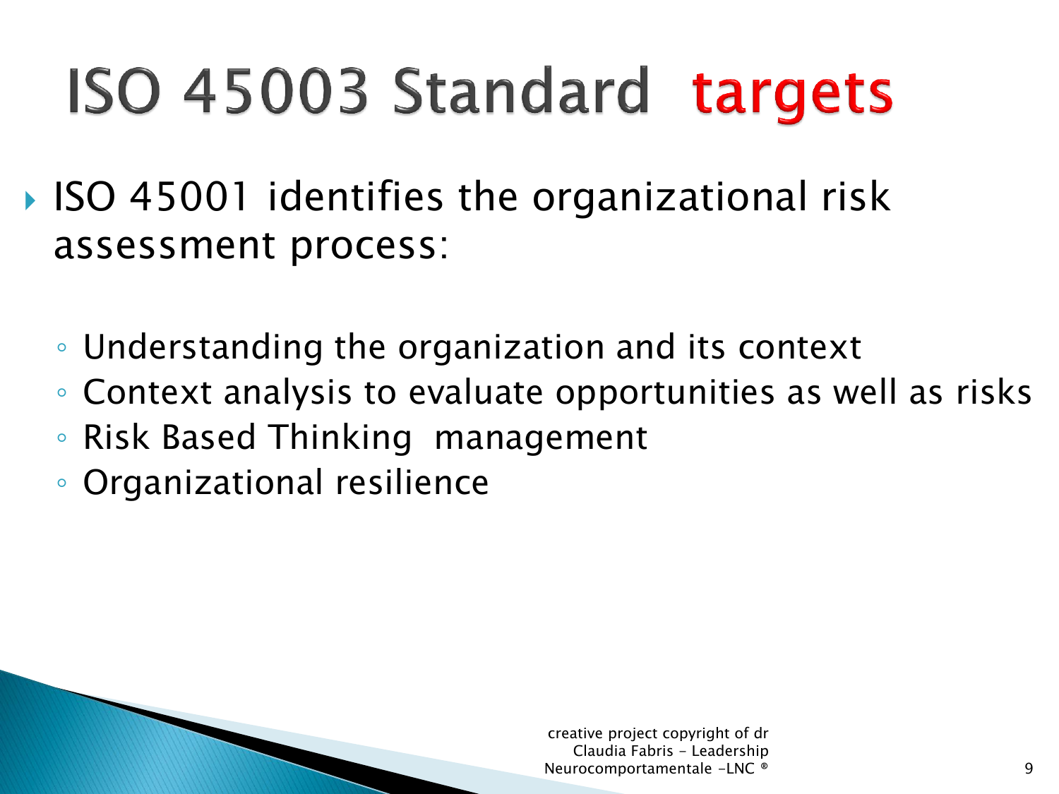# ISO 45003 Standard targets

- ISO 45001 identifies the organizational risk assessment process:
  - Understanding the organization and its context
  - Context analysis to evaluate opportunities as well as risks
  - Risk Based Thinking management
  - Organizational resilience

creative project copyright of dr Claudia Fabris - Leadership Neurocomportamentale -LNC ®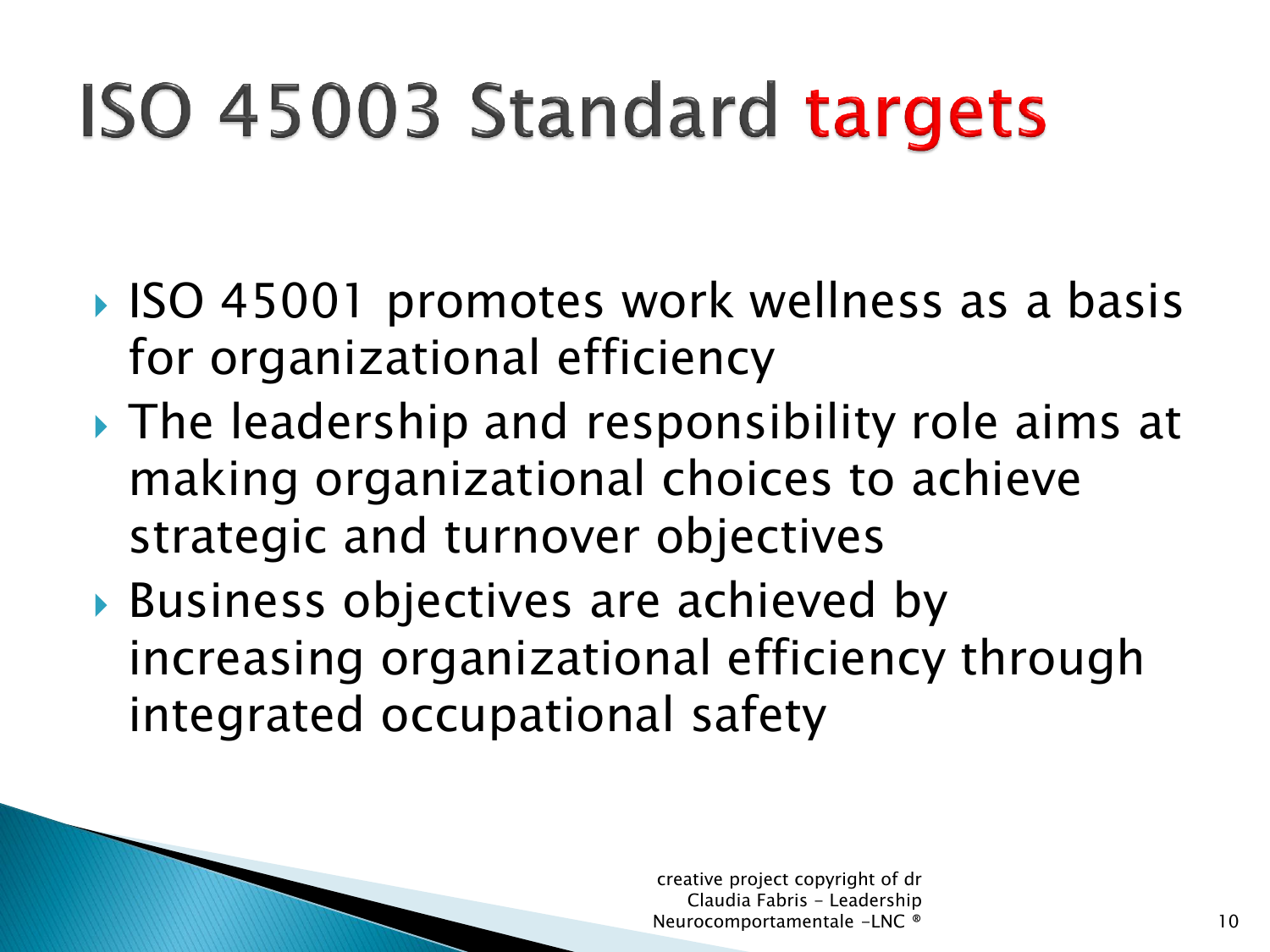# ISO 45003 Standard targets

- ISO 45001 promotes work wellness as a basis for organizational efficiency
- The leadership and responsibility role aims at making organizational choices to achieve strategic and turnover objectives
- Business objectives are achieved by increasing organizational efficiency through integrated occupational safety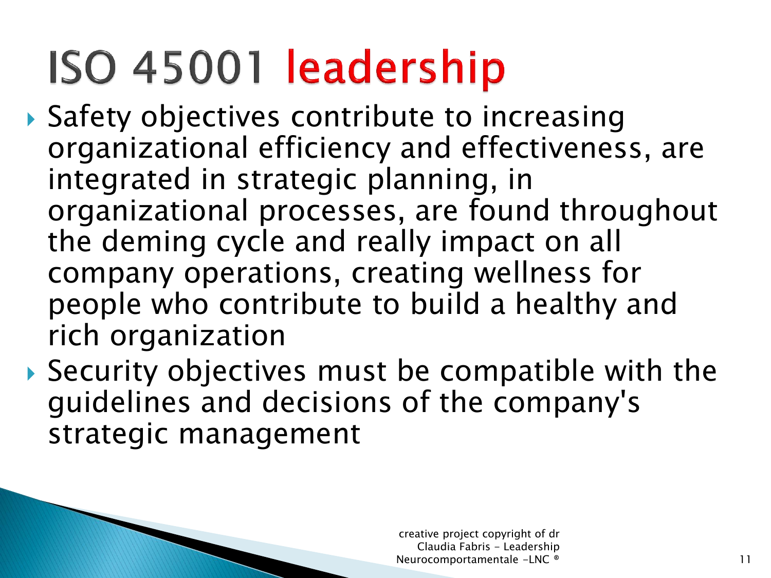# ISO 45001 leadership

- Safety objectives contribute to increasing organizational efficiency and effectiveness, are integrated in strategic planning, in organizational processes, are found throughout the deming cycle and really impact on all company operations, creating wellness for people who contribute to build a healthy and rich organization
- Security objectives must be compatible with the guidelines and decisions of the company's strategic management

creative project copyright of dr Claudia Fabris - Leadership Neurocomportamentale -LNC ®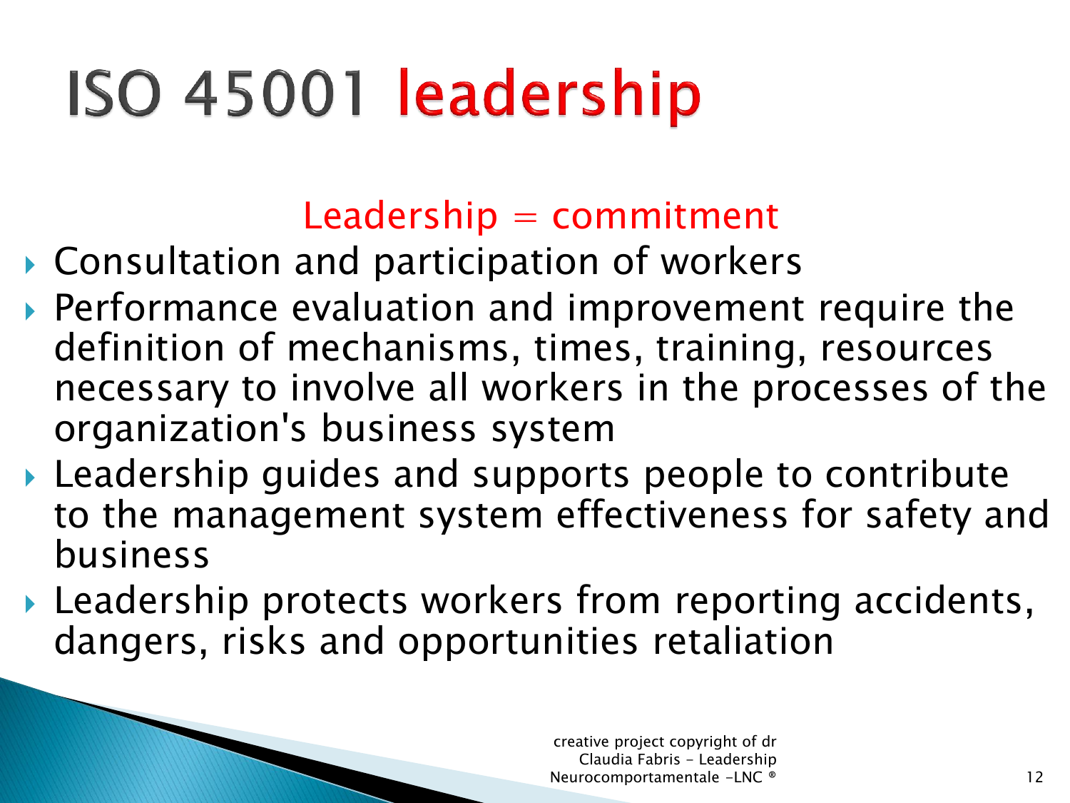# ISO 45001 leadership

Leadership = commitment

- Consultation and participation of workers
- Performance evaluation and improvement require the definition of mechanisms, times, training, resources necessary to involve all workers in the processes of the organization's business system
- Leadership guides and supports people to contribute to the management system effectiveness for safety and business
- Leadership protects workers from reporting accidents, dangers, risks and opportunities retaliation

creative project copyright of dr Claudia Fabris - Leadership Neurocomportamentale -LNC ®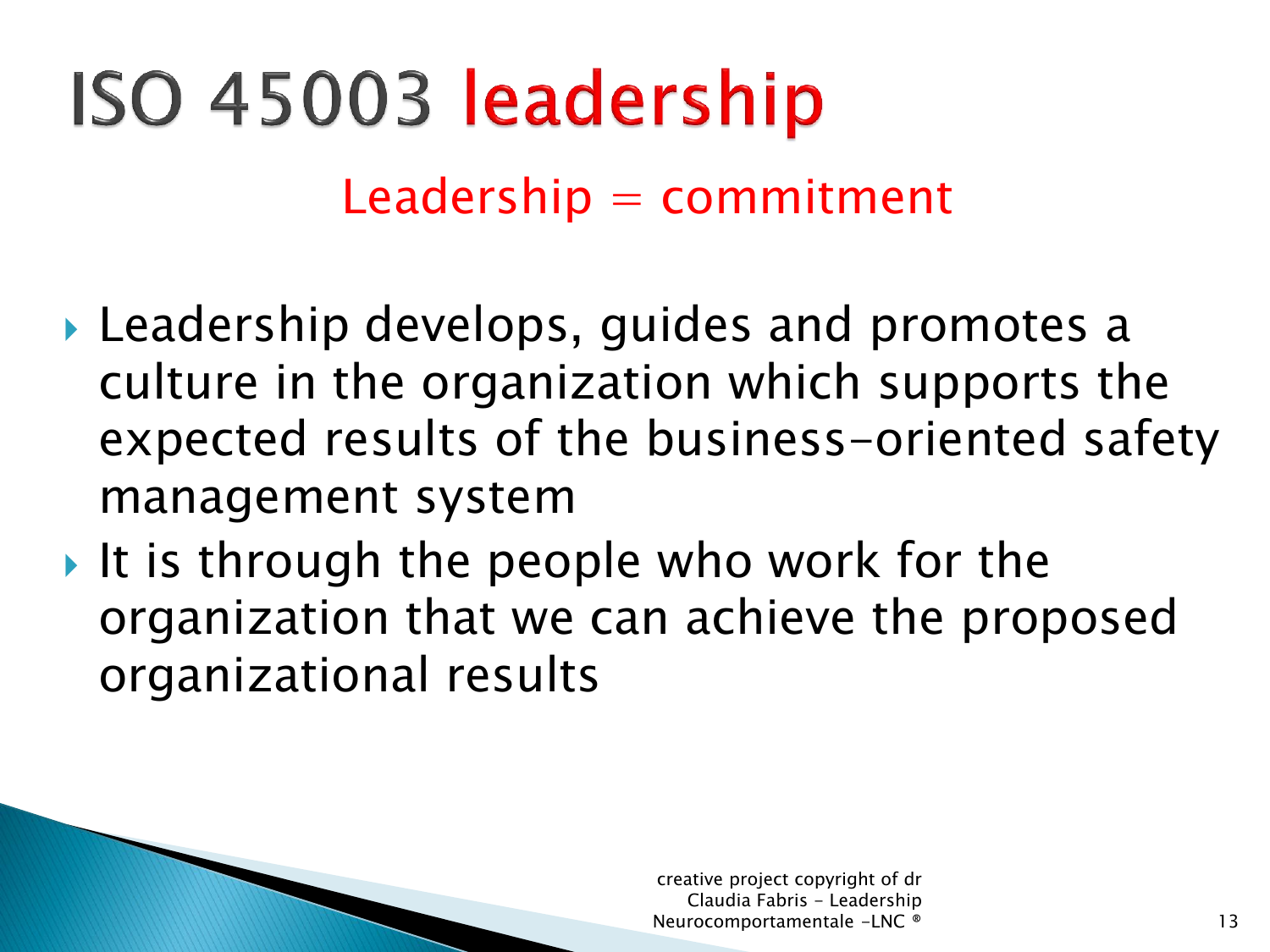# ISO 45003 leadership

Leadership = commitment

- Leadership develops, guides and promotes a culture in the organization which supports the expected results of the business-oriented safety management system
- It is through the people who work for the organization that we can achieve the proposed organizational results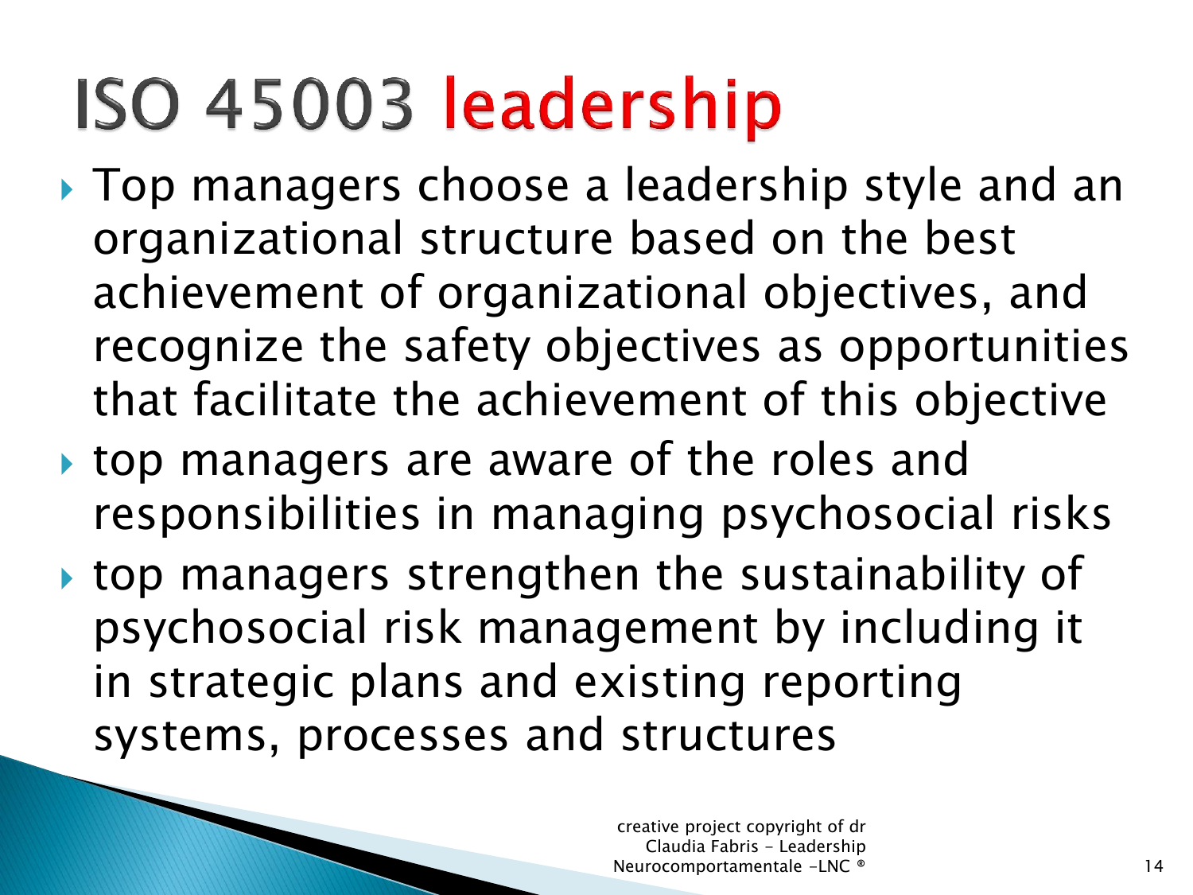# ISO 45003 leadership

- Top managers choose a leadership style and an organizational structure based on the best achievement of organizational objectives, and recognize the safety objectives as opportunities that facilitate the achievement of this objective
- top managers are aware of the roles and responsibilities in managing psychosocial risks
- top managers strengthen the sustainability of psychosocial risk management by including it in strategic plans and existing reporting systems, processes and structures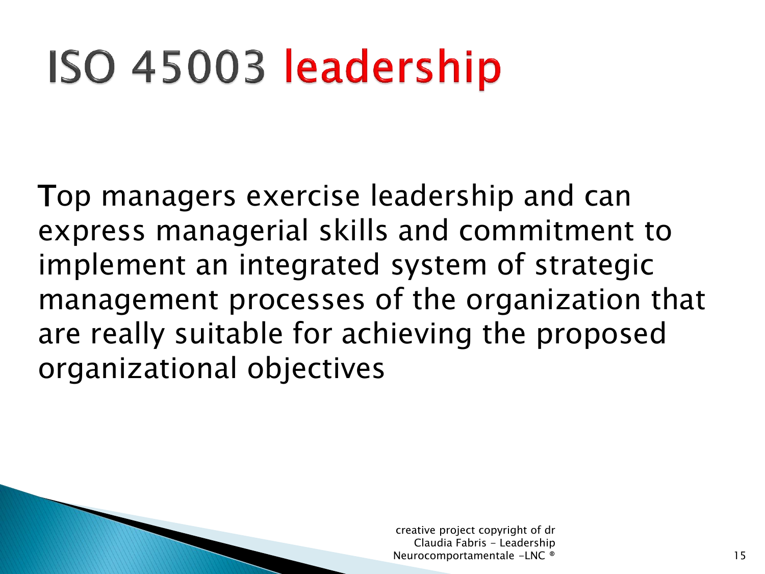# ISO 45003 leadership

Top managers exercise leadership and can express managerial skills and commitment to implement an integrated system of strategic management processes of the organization that are really suitable for achieving the proposed organizational objectives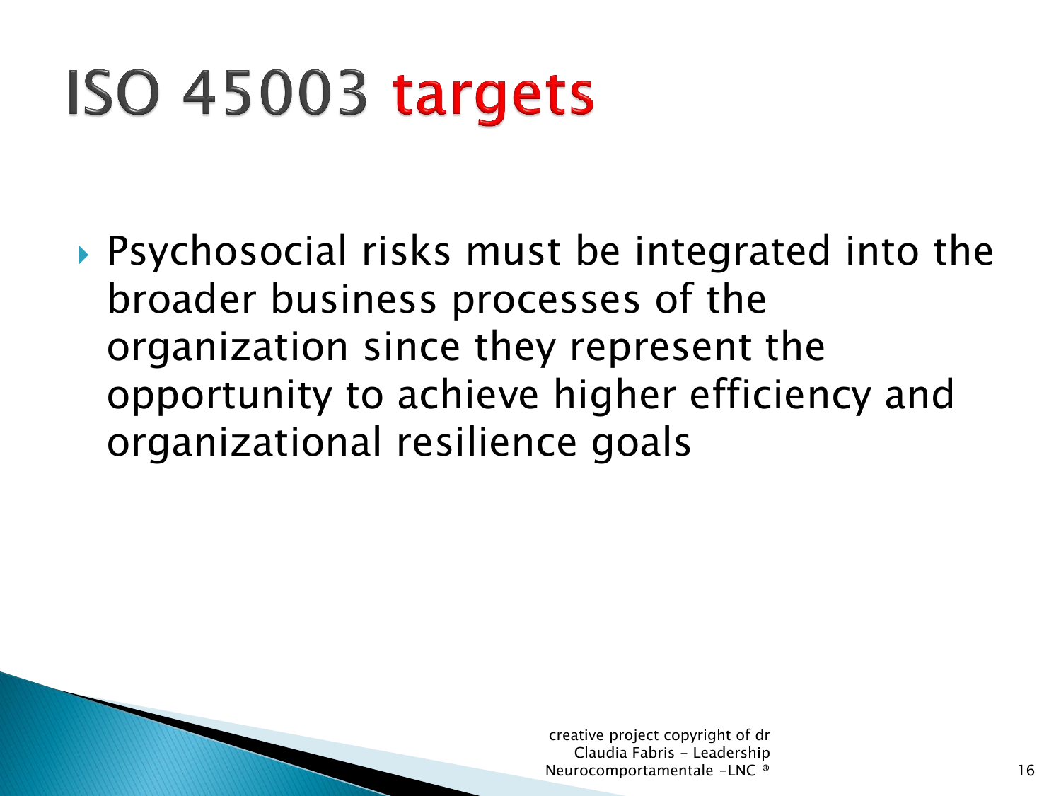# ISO 45003 targets

- Psychosocial risks must be integrated into the broader business processes of the organization since they represent the opportunity to achieve higher efficiency and organizational resilience goals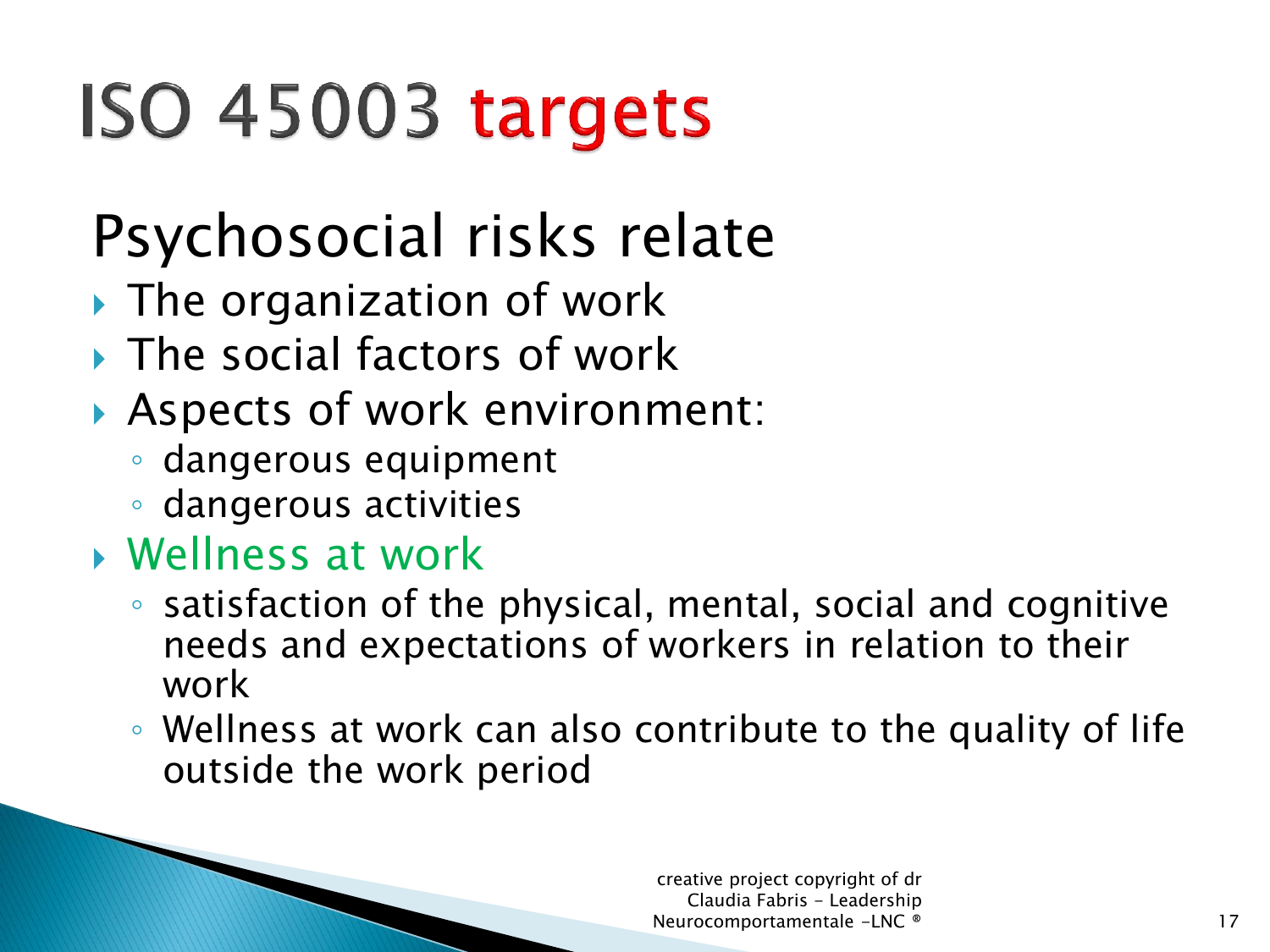# ISO 45003 targets

## Psychosocial risks relate

- The organization of work
- The social factors of work
- Aspects of work environment:
  - dangerous equipment
  - dangerous activities
- Wellness at work
  - satisfaction of the physical, mental, social and cognitive needs and expectations of workers in relation to their work
  - Wellness at work can also contribute to the quality of life outside the work period

creative project copyright of dr Claudia Fabris - Leadership Neurocomportamentale -LNC ®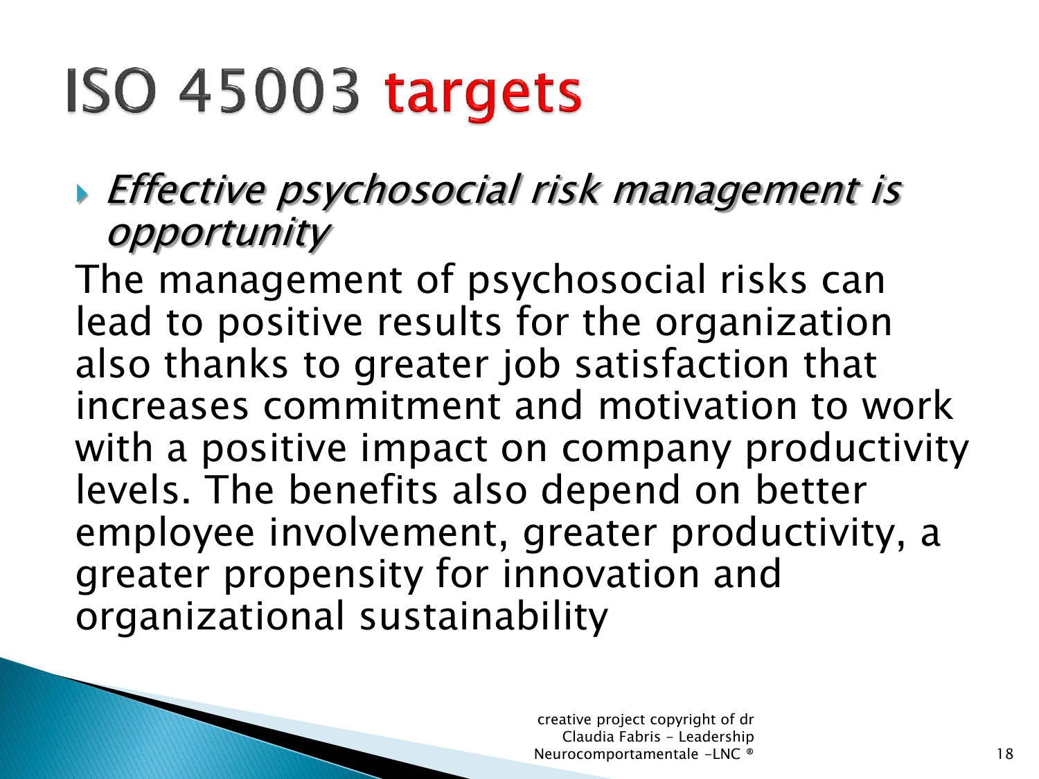# ISO 45003 targets

- *Effective psychosocial risk management is opportunity*

The management of psychosocial risks can lead to positive results for the organization also thanks to greater job satisfaction that increases commitment and motivation to work with a positive impact on company productivity levels. The benefits also depend on better employee involvement, greater productivity, a greater propensity for innovation and organizational sustainability

creative project copyright of dr Claudia Fabris - Leadership Neurocomportamentale -LNC ®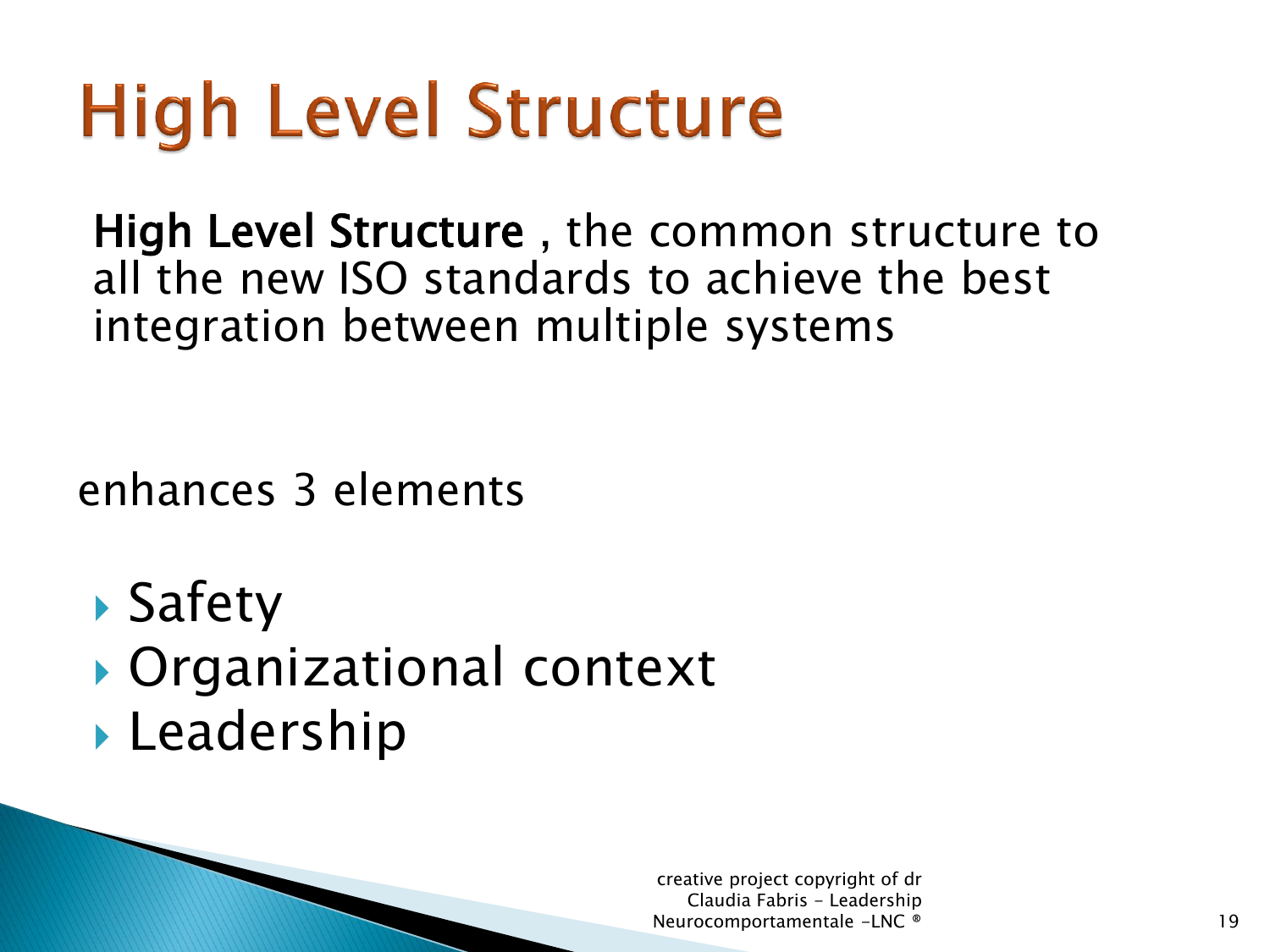# High Level Structure

**High Level Structure** , the common structure to all the new ISO standards to achieve the best integration between multiple systems

enhances 3 elements

- Safety
- Organizational context
- Leadership

creative project copyright of dr Claudia Fabris - Leadership Neurocomportamentale -LNC ®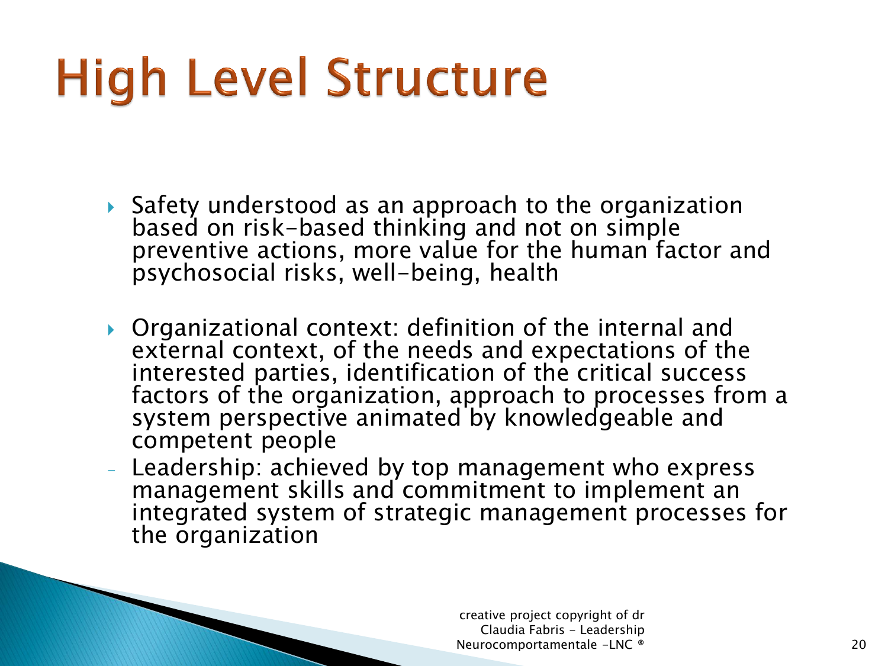# High Level Structure

- Safety understood as an approach to the organization based on risk-based thinking and not on simple preventive actions, more value for the human factor and psychosocial risks, well-being, health

- Organizational context: definition of the internal and external context, of the needs and expectations of the interested parties, identification of the critical success factors of the organization, approach to processes from a system perspective animated by knowledgeable and competent people

- Leadership: achieved by top management who express management skills and commitment to implement an integrated system of strategic management processes for the organization

creative project copyright of dr Claudia Fabris - Leadership Neurocomportamentale -LNC ®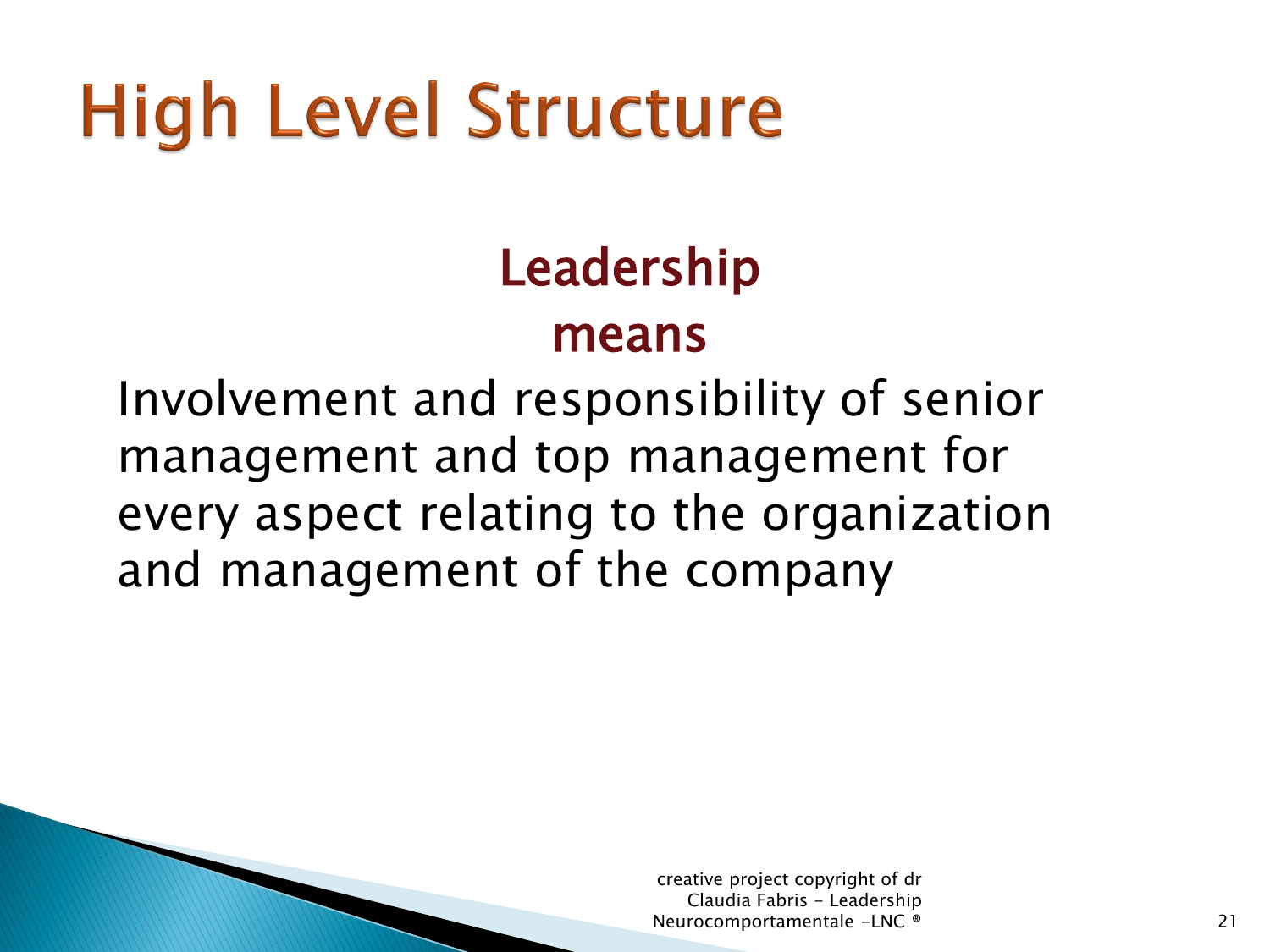# High Level Structure

## Leadership
## means

Involvement and responsibility of senior management and top management for every aspect relating to the organization and management of the company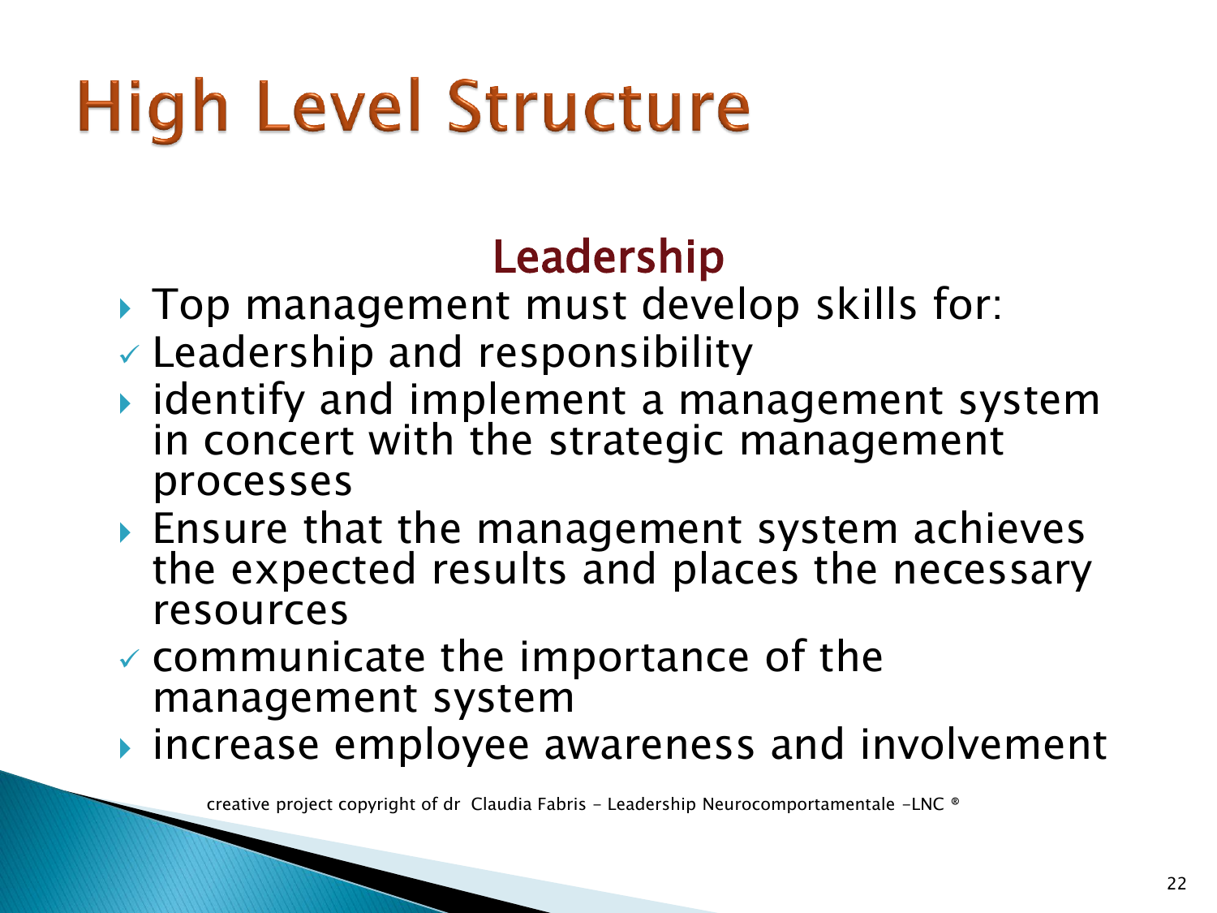# High Level Structure

## Leadership

- Top management must develop skills for:
- ✓ Leadership and responsibility
- identify and implement a management system in concert with the strategic management processes
- Ensure that the management system achieves the expected results and places the necessary resources
- ✓ communicate the importance of the management system
- increase employee awareness and involvement

creative project copyright of dr Claudia Fabris - Leadership Neurocomportamentale -LNC ®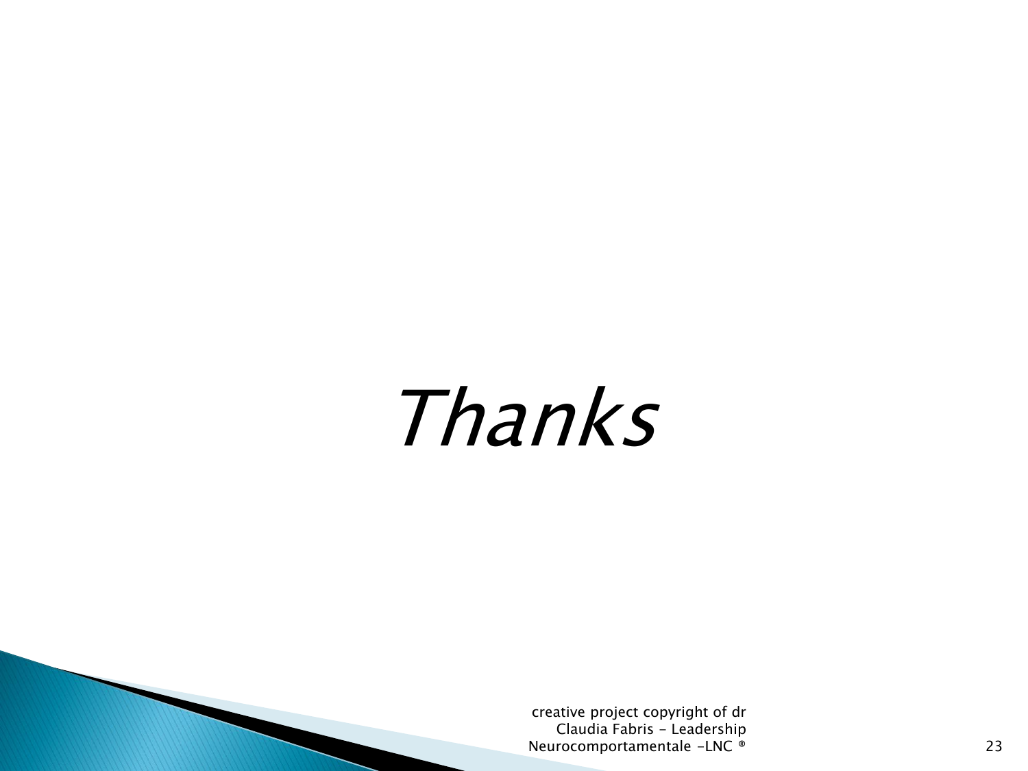*Thanks*